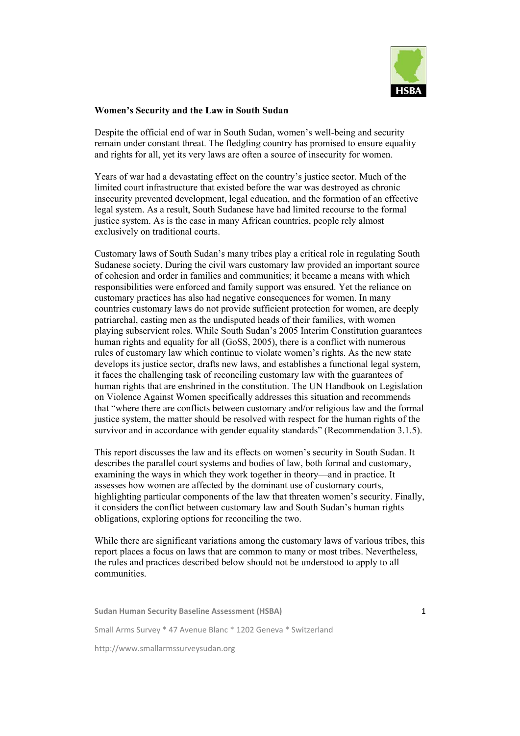**Women's Security and the Law in South Sudan**

Despite the official end of war in South Sudan, women's well-being and security remain under constant threat. The fledgling country has promised to ensure equality and rights for all, yet its very laws are often a source of insecurity for women.

Years of war had a devastating effect on the country's justice sector. Much of the limited court infrastructure that existed before the war was destroyed as chronic insecurity prevented development, legal education, and the formation of an effective legal system. As a result, South Sudanese have had limited recourse to the formal justice system. As is the case in many African countries, people rely almost exclusively on traditional courts.

Customary laws of South Sudan's many tribes play a critical role in regulating South Sudanese society. During the civil wars customary law provided an important source of cohesion and order in families and communities; it became a means with which responsibilities were enforced and family support was ensured. Yet the reliance on customary practices has also had negative consequences for women. In many countries customary laws do not provide sufficient protection for women, are deeply patriarchal, casting men as the undisputed heads of their families, with women playing subservient roles. While South Sudan's 2005 Interim Constitution guarantees human rights and equality for all (GoSS, 2005), there is a conflict with numerous rules of customary law which continue to violate women's rights. As the new state develops its justice sector, drafts new laws, and establishes a functional legal system, it faces the challenging task of reconciling customary law with the guarantees of human rights that are enshrined in the constitution. The UN Handbook on Legislation on Violence Against Women specifically addresses this situation and recommends that "where there are conflicts between customary and/or religious law and the formal justice system, the matter should be resolved with respect for the human rights of the survivor and in accordance with gender equality standards" (Recommendation 3.1.5).

This report discusses the law and its effects on women's security in South Sudan. It describes the parallel court systems and bodies of law, both formal and customary, examining the ways in which they work together in theory—and in practice. It assesses how women are affected by the dominant use of customary courts, highlighting particular components of the law that threaten women's security. Finally, it considers the conflict between customary law and South Sudan's human rights obligations, exploring options for reconciling the two.

While there are significant variations among the customary laws of various tribes, this report places a focus on laws that are common to many or most tribes. Nevertheless, the rules and practices described below should not be understood to apply to all communities.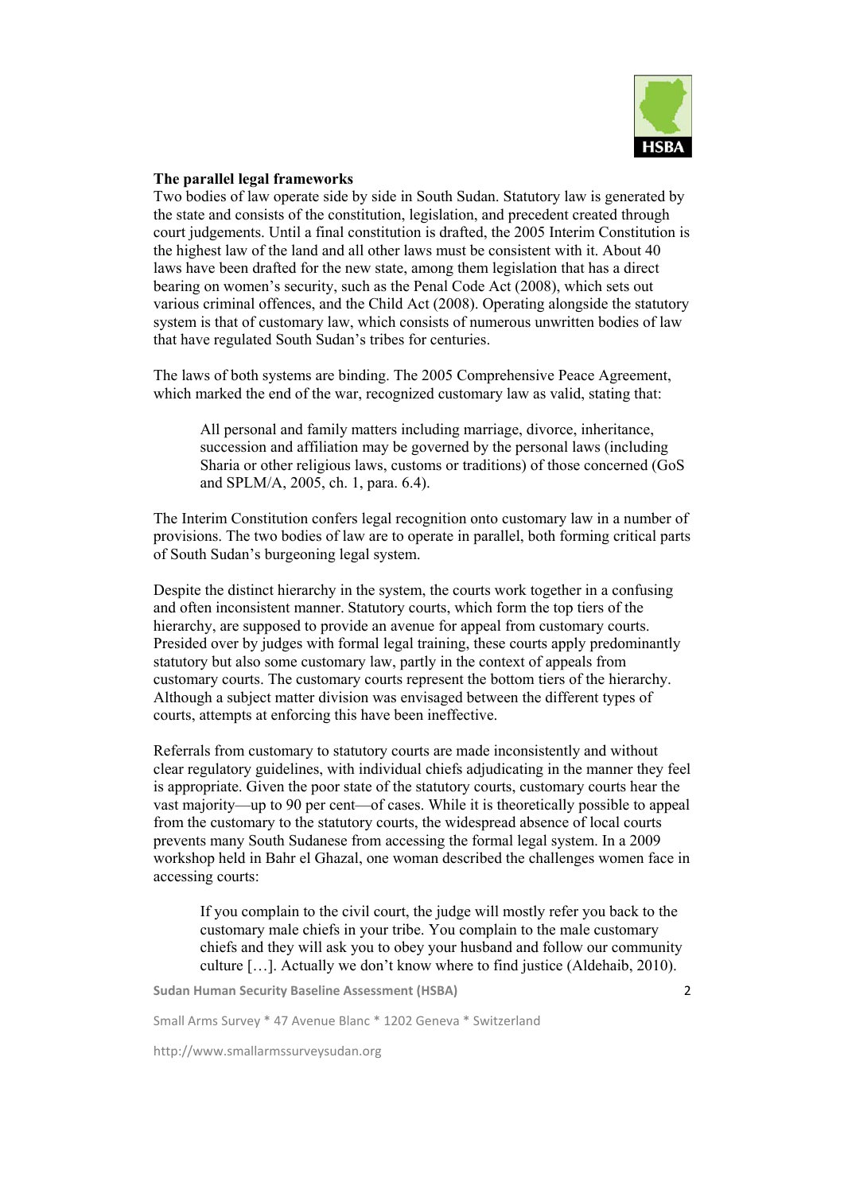**The parallel legal frameworks**

Two bodies of law operate side by side in South Sudan. Statutory law is generated by the state and consists of the constitution, legislation, and precedent created through court judgements. Until a final constitution is drafted, the 2005 Interim Constitution is the highest law of the land and all other laws must be consistent with it. About 40 laws have been drafted for the new state, among them legislation that has a direct bearing on women's security, such as the Penal Code Act (2008), which sets out various criminal offences, and the Child Act (2008). Operating alongside the statutory system is that of customary law, which consists of numerous unwritten bodies of law that have regulated South Sudan's tribes for centuries.

The laws of both systems are binding. The 2005 Comprehensive Peace Agreement, which marked the end of the war, recognized customary law as valid, stating that:

> All personal and family matters including marriage, divorce, inheritance, succession and affiliation may be governed by the personal laws (including Sharia or other religious laws, customs or traditions) of those concerned (GoS and SPLM/A, 2005, ch. 1, para. 6.4).

The Interim Constitution confers legal recognition onto customary law in a number of provisions. The two bodies of law are to operate in parallel, both forming critical parts of South Sudan's burgeoning legal system.

Despite the distinct hierarchy in the system, the courts work together in a confusing and often inconsistent manner. Statutory courts, which form the top tiers of the hierarchy, are supposed to provide an avenue for appeal from customary courts. Presided over by judges with formal legal training, these courts apply predominantly statutory but also some customary law, partly in the context of appeals from customary courts. The customary courts represent the bottom tiers of the hierarchy. Although a subject matter division was envisaged between the different types of courts, attempts at enforcing this have been ineffective.

Referrals from customary to statutory courts are made inconsistently and without clear regulatory guidelines, with individual chiefs adjudicating in the manner they feel is appropriate. Given the poor state of the statutory courts, customary courts hear the vast majority—up to 90 per cent—of cases. While it is theoretically possible to appeal from the customary to the statutory courts, the widespread absence of local courts prevents many South Sudanese from accessing the formal legal system. In a 2009 workshop held in Bahr el Ghazal, one woman described the challenges women face in accessing courts:

> If you complain to the civil court, the judge will mostly refer you back to the customary male chiefs in your tribe. You complain to the male customary chiefs and they will ask you to obey your husband and follow our community culture […]. Actually we don't know where to find justice (Aldehaib, 2010).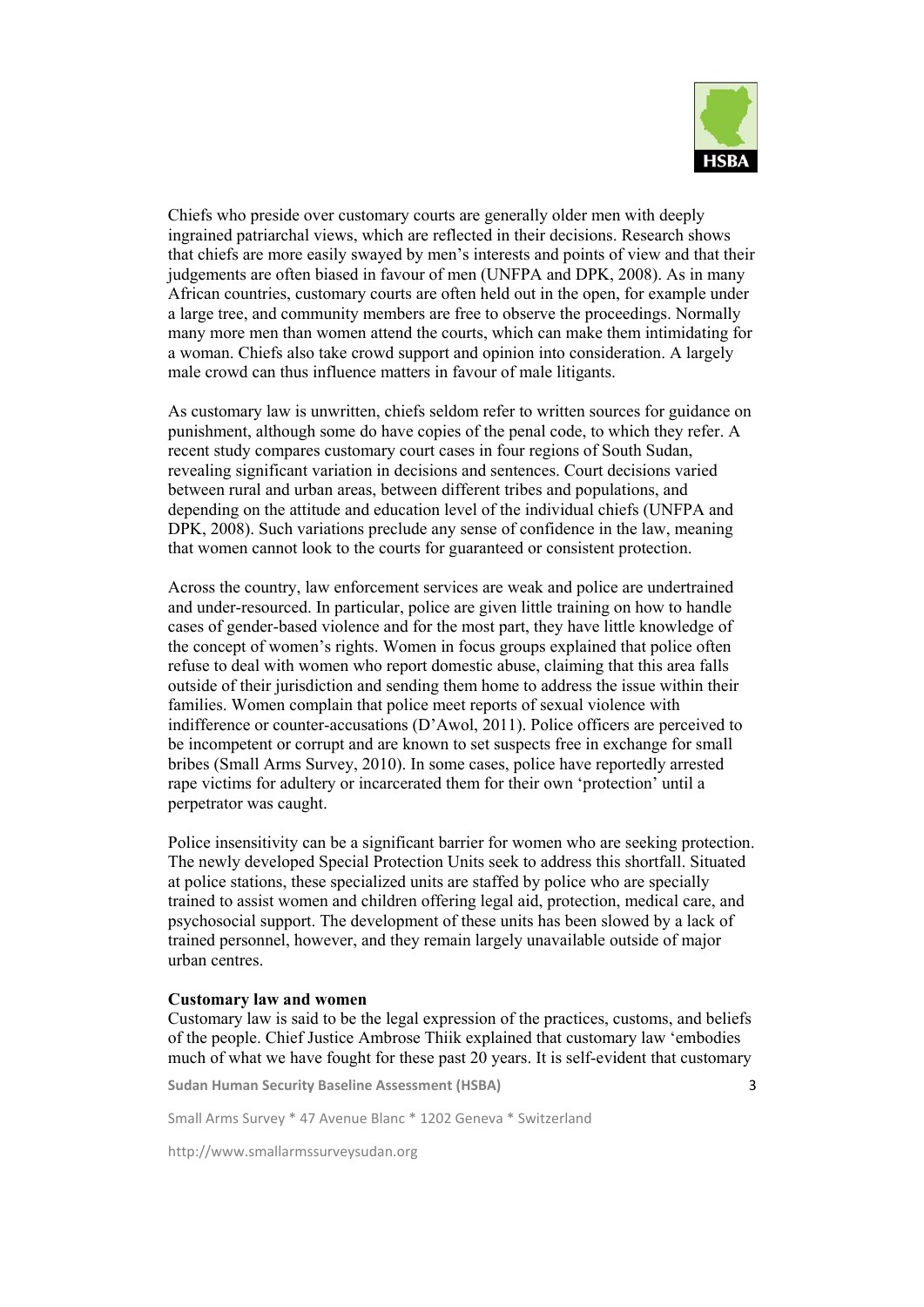Chiefs who preside over customary courts are generally older men with deeply ingrained patriarchal views, which are reflected in their decisions. Research shows that chiefs are more easily swayed by men's interests and points of view and that their judgements are often biased in favour of men (UNFPA and DPK, 2008). As in many African countries, customary courts are often held out in the open, for example under a large tree, and community members are free to observe the proceedings. Normally many more men than women attend the courts, which can make them intimidating for a woman. Chiefs also take crowd support and opinion into consideration. A largely male crowd can thus influence matters in favour of male litigants.

As customary law is unwritten, chiefs seldom refer to written sources for guidance on punishment, although some do have copies of the penal code, to which they refer. A recent study compares customary court cases in four regions of South Sudan, revealing significant variation in decisions and sentences. Court decisions varied between rural and urban areas, between different tribes and populations, and depending on the attitude and education level of the individual chiefs (UNFPA and DPK, 2008). Such variations preclude any sense of confidence in the law, meaning that women cannot look to the courts for guaranteed or consistent protection.

Across the country, law enforcement services are weak and police are undertrained and under-resourced. In particular, police are given little training on how to handle cases of gender-based violence and for the most part, they have little knowledge of the concept of women's rights. Women in focus groups explained that police often refuse to deal with women who report domestic abuse, claiming that this area falls outside of their jurisdiction and sending them home to address the issue within their families. Women complain that police meet reports of sexual violence with indifference or counter-accusations (D'Awol, 2011). Police officers are perceived to be incompetent or corrupt and are known to set suspects free in exchange for small bribes (Small Arms Survey, 2010). In some cases, police have reportedly arrested rape victims for adultery or incarcerated them for their own 'protection' until a perpetrator was caught.

Police insensitivity can be a significant barrier for women who are seeking protection. The newly developed Special Protection Units seek to address this shortfall. Situated at police stations, these specialized units are staffed by police who are specially trained to assist women and children offering legal aid, protection, medical care, and psychosocial support. The development of these units has been slowed by a lack of trained personnel, however, and they remain largely unavailable outside of major urban centres.

**Customary law and women**

Customary law is said to be the legal expression of the practices, customs, and beliefs of the people. Chief Justice Ambrose Thiik explained that customary law 'embodies much of what we have fought for these past 20 years. It is self-evident that customary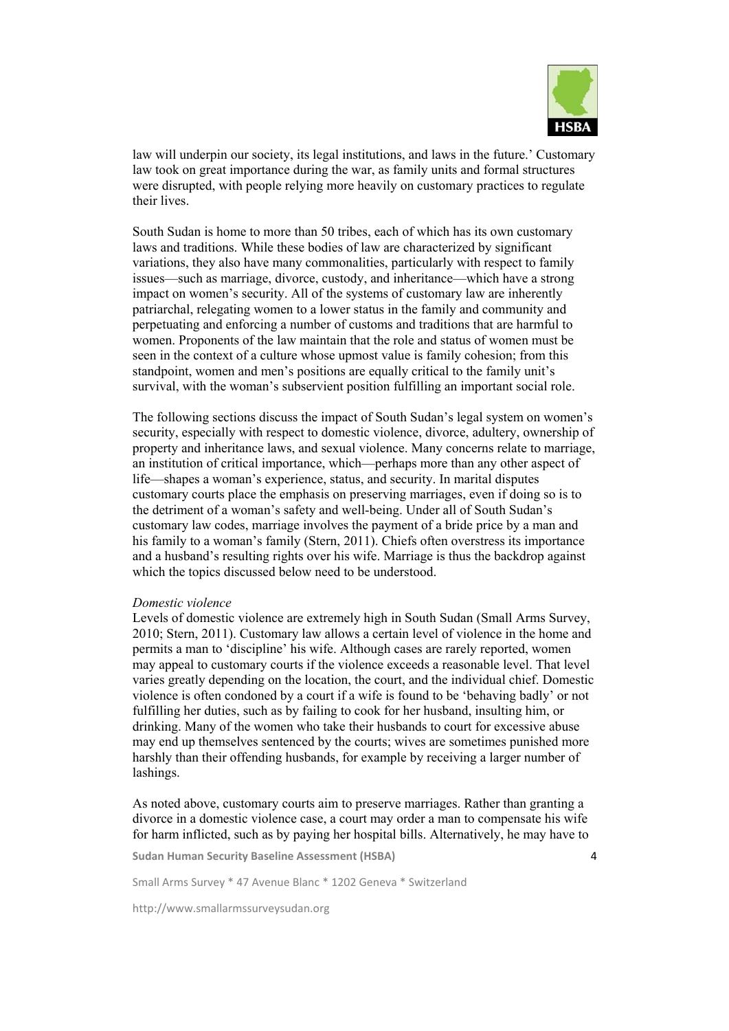law will underpin our society, its legal institutions, and laws in the future.' Customary law took on great importance during the war, as family units and formal structures were disrupted, with people relying more heavily on customary practices to regulate their lives.

South Sudan is home to more than 50 tribes, each of which has its own customary laws and traditions. While these bodies of law are characterized by significant variations, they also have many commonalities, particularly with respect to family issues—such as marriage, divorce, custody, and inheritance—which have a strong impact on women's security. All of the systems of customary law are inherently patriarchal, relegating women to a lower status in the family and community and perpetuating and enforcing a number of customs and traditions that are harmful to women. Proponents of the law maintain that the role and status of women must be seen in the context of a culture whose upmost value is family cohesion; from this standpoint, women and men's positions are equally critical to the family unit's survival, with the woman's subservient position fulfilling an important social role.

The following sections discuss the impact of South Sudan's legal system on women's security, especially with respect to domestic violence, divorce, adultery, ownership of property and inheritance laws, and sexual violence. Many concerns relate to marriage, an institution of critical importance, which—perhaps more than any other aspect of life—shapes a woman's experience, status, and security. In marital disputes customary courts place the emphasis on preserving marriages, even if doing so is to the detriment of a woman's safety and well-being. Under all of South Sudan's customary law codes, marriage involves the payment of a bride price by a man and his family to a woman's family (Stern, 2011). Chiefs often overstress its importance and a husband's resulting rights over his wife. Marriage is thus the backdrop against which the topics discussed below need to be understood.

*Domestic violence*

Levels of domestic violence are extremely high in South Sudan (Small Arms Survey, 2010; Stern, 2011). Customary law allows a certain level of violence in the home and permits a man to 'discipline' his wife. Although cases are rarely reported, women may appeal to customary courts if the violence exceeds a reasonable level. That level varies greatly depending on the location, the court, and the individual chief. Domestic violence is often condoned by a court if a wife is found to be 'behaving badly' or not fulfilling her duties, such as by failing to cook for her husband, insulting him, or drinking. Many of the women who take their husbands to court for excessive abuse may end up themselves sentenced by the courts; wives are sometimes punished more harshly than their offending husbands, for example by receiving a larger number of lashings.

As noted above, customary courts aim to preserve marriages. Rather than granting a divorce in a domestic violence case, a court may order a man to compensate his wife for harm inflicted, such as by paying her hospital bills. Alternatively, he may have to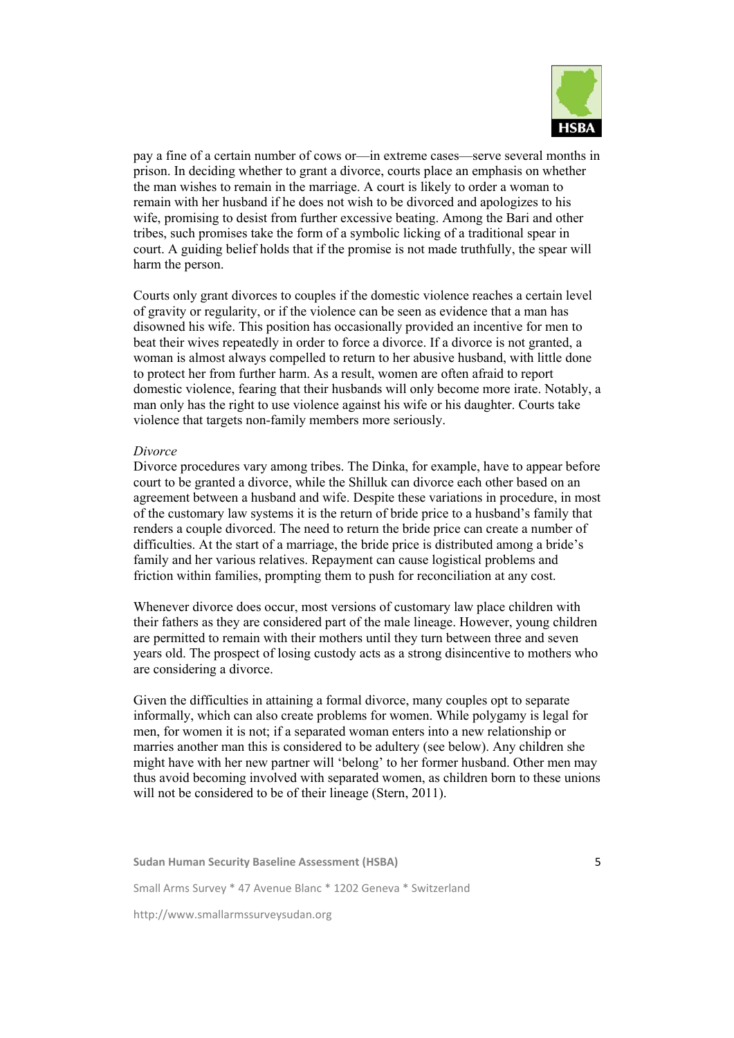pay a fine of a certain number of cows or—in extreme cases—serve several months in prison. In deciding whether to grant a divorce, courts place an emphasis on whether the man wishes to remain in the marriage. A court is likely to order a woman to remain with her husband if he does not wish to be divorced and apologizes to his wife, promising to desist from further excessive beating. Among the Bari and other tribes, such promises take the form of a symbolic licking of a traditional spear in court. A guiding belief holds that if the promise is not made truthfully, the spear will harm the person.

Courts only grant divorces to couples if the domestic violence reaches a certain level of gravity or regularity, or if the violence can be seen as evidence that a man has disowned his wife. This position has occasionally provided an incentive for men to beat their wives repeatedly in order to force a divorce. If a divorce is not granted, a woman is almost always compelled to return to her abusive husband, with little done to protect her from further harm. As a result, women are often afraid to report domestic violence, fearing that their husbands will only become more irate. Notably, a man only has the right to use violence against his wife or his daughter. Courts take violence that targets non-family members more seriously.

*Divorce*

Divorce procedures vary among tribes. The Dinka, for example, have to appear before court to be granted a divorce, while the Shilluk can divorce each other based on an agreement between a husband and wife. Despite these variations in procedure, in most of the customary law systems it is the return of bride price to a husband's family that renders a couple divorced. The need to return the bride price can create a number of difficulties. At the start of a marriage, the bride price is distributed among a bride's family and her various relatives. Repayment can cause logistical problems and friction within families, prompting them to push for reconciliation at any cost.

Whenever divorce does occur, most versions of customary law place children with their fathers as they are considered part of the male lineage. However, young children are permitted to remain with their mothers until they turn between three and seven years old. The prospect of losing custody acts as a strong disincentive to mothers who are considering a divorce.

Given the difficulties in attaining a formal divorce, many couples opt to separate informally, which can also create problems for women. While polygamy is legal for men, for women it is not; if a separated woman enters into a new relationship or marries another man this is considered to be adultery (see below). Any children she might have with her new partner will 'belong' to her former husband. Other men may thus avoid becoming involved with separated women, as children born to these unions will not be considered to be of their lineage (Stern, 2011).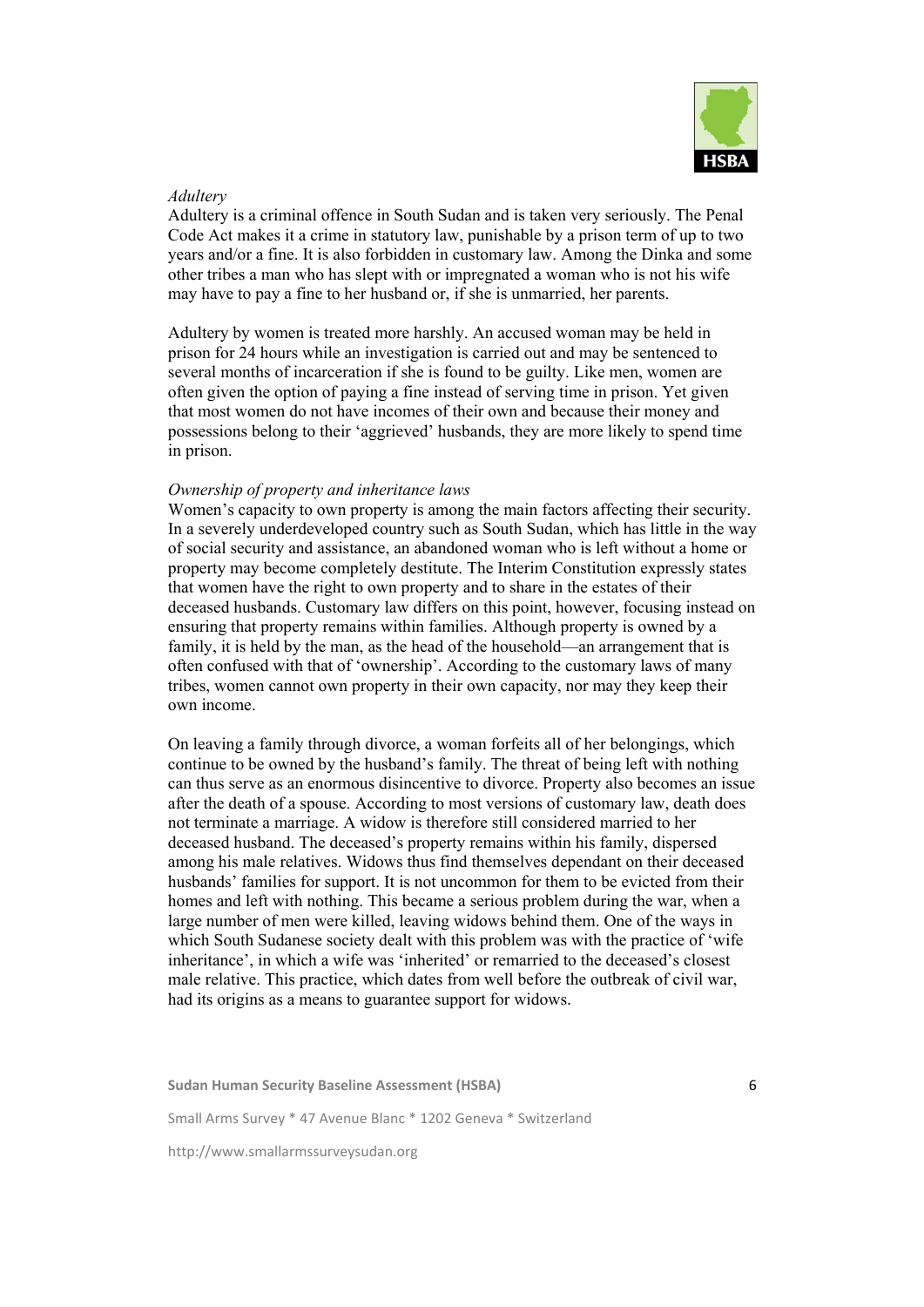*Adultery*

Adultery is a criminal offence in South Sudan and is taken very seriously. The Penal Code Act makes it a crime in statutory law, punishable by a prison term of up to two years and/or a fine. It is also forbidden in customary law. Among the Dinka and some other tribes a man who has slept with or impregnated a woman who is not his wife may have to pay a fine to her husband or, if she is unmarried, her parents.

Adultery by women is treated more harshly. An accused woman may be held in prison for 24 hours while an investigation is carried out and may be sentenced to several months of incarceration if she is found to be guilty. Like men, women are often given the option of paying a fine instead of serving time in prison. Yet given that most women do not have incomes of their own and because their money and possessions belong to their 'aggrieved' husbands, they are more likely to spend time in prison.

*Ownership of property and inheritance laws*

Women's capacity to own property is among the main factors affecting their security. In a severely underdeveloped country such as South Sudan, which has little in the way of social security and assistance, an abandoned woman who is left without a home or property may become completely destitute. The Interim Constitution expressly states that women have the right to own property and to share in the estates of their deceased husbands. Customary law differs on this point, however, focusing instead on ensuring that property remains within families. Although property is owned by a family, it is held by the man, as the head of the household—an arrangement that is often confused with that of 'ownership'. According to the customary laws of many tribes, women cannot own property in their own capacity, nor may they keep their own income.

On leaving a family through divorce, a woman forfeits all of her belongings, which continue to be owned by the husband's family. The threat of being left with nothing can thus serve as an enormous disincentive to divorce. Property also becomes an issue after the death of a spouse. According to most versions of customary law, death does not terminate a marriage. A widow is therefore still considered married to her deceased husband. The deceased's property remains within his family, dispersed among his male relatives. Widows thus find themselves dependant on their deceased husbands' families for support. It is not uncommon for them to be evicted from their homes and left with nothing. This became a serious problem during the war, when a large number of men were killed, leaving widows behind them. One of the ways in which South Sudanese society dealt with this problem was with the practice of 'wife inheritance', in which a wife was 'inherited' or remarried to the deceased's closest male relative. This practice, which dates from well before the outbreak of civil war, had its origins as a means to guarantee support for widows.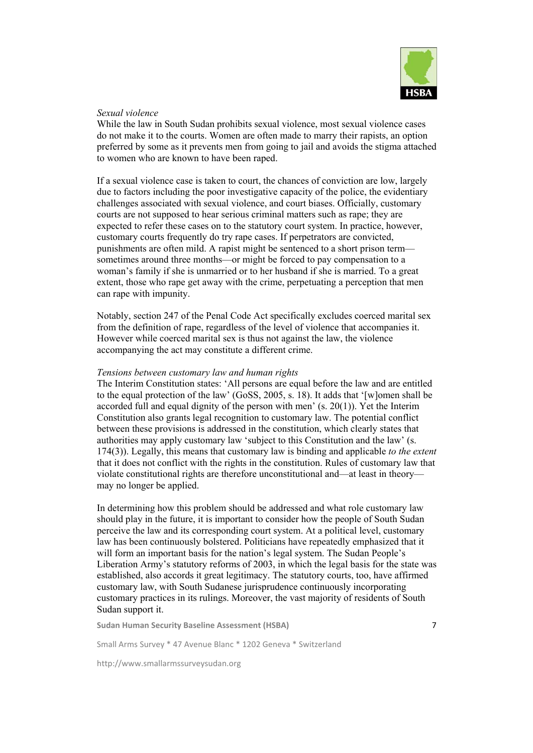*Sexual violence*

While the law in South Sudan prohibits sexual violence, most sexual violence cases do not make it to the courts. Women are often made to marry their rapists, an option preferred by some as it prevents men from going to jail and avoids the stigma attached to women who are known to have been raped.

If a sexual violence case is taken to court, the chances of conviction are low, largely due to factors including the poor investigative capacity of the police, the evidentiary challenges associated with sexual violence, and court biases. Officially, customary courts are not supposed to hear serious criminal matters such as rape; they are expected to refer these cases on to the statutory court system. In practice, however, customary courts frequently do try rape cases. If perpetrators are convicted, punishments are often mild. A rapist might be sentenced to a short prison term—sometimes around three months—or might be forced to pay compensation to a woman's family if she is unmarried or to her husband if she is married. To a great extent, those who rape get away with the crime, perpetuating a perception that men can rape with impunity.

Notably, section 247 of the Penal Code Act specifically excludes coerced marital sex from the definition of rape, regardless of the level of violence that accompanies it. However while coerced marital sex is thus not against the law, the violence accompanying the act may constitute a different crime.

*Tensions between customary law and human rights*

The Interim Constitution states: 'All persons are equal before the law and are entitled to the equal protection of the law' (GoSS, 2005, s. 18). It adds that '[w]omen shall be accorded full and equal dignity of the person with men' (s. 20(1)). Yet the Interim Constitution also grants legal recognition to customary law. The potential conflict between these provisions is addressed in the constitution, which clearly states that authorities may apply customary law 'subject to this Constitution and the law' (s. 174(3)). Legally, this means that customary law is binding and applicable *to the extent* that it does not conflict with the rights in the constitution. Rules of customary law that violate constitutional rights are therefore unconstitutional and—at least in theory—may no longer be applied.

In determining how this problem should be addressed and what role customary law should play in the future, it is important to consider how the people of South Sudan perceive the law and its corresponding court system. At a political level, customary law has been continuously bolstered. Politicians have repeatedly emphasized that it will form an important basis for the nation's legal system. The Sudan People's Liberation Army's statutory reforms of 2003, in which the legal basis for the state was established, also accords it great legitimacy. The statutory courts, too, have affirmed customary law, with South Sudanese jurisprudence continuously incorporating customary practices in its rulings. Moreover, the vast majority of residents of South Sudan support it.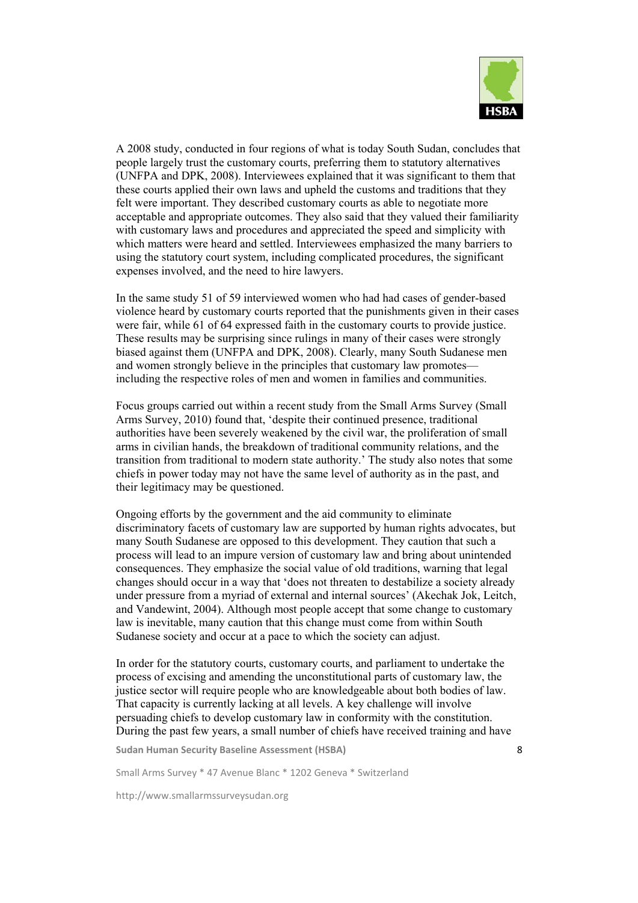A 2008 study, conducted in four regions of what is today South Sudan, concludes that people largely trust the customary courts, preferring them to statutory alternatives (UNFPA and DPK, 2008). Interviewees explained that it was significant to them that these courts applied their own laws and upheld the customs and traditions that they felt were important. They described customary courts as able to negotiate more acceptable and appropriate outcomes. They also said that they valued their familiarity with customary laws and procedures and appreciated the speed and simplicity with which matters were heard and settled. Interviewees emphasized the many barriers to using the statutory court system, including complicated procedures, the significant expenses involved, and the need to hire lawyers.

In the same study 51 of 59 interviewed women who had had cases of gender-based violence heard by customary courts reported that the punishments given in their cases were fair, while 61 of 64 expressed faith in the customary courts to provide justice. These results may be surprising since rulings in many of their cases were strongly biased against them (UNFPA and DPK, 2008). Clearly, many South Sudanese men and women strongly believe in the principles that customary law promotes—including the respective roles of men and women in families and communities.

Focus groups carried out within a recent study from the Small Arms Survey (Small Arms Survey, 2010) found that, 'despite their continued presence, traditional authorities have been severely weakened by the civil war, the proliferation of small arms in civilian hands, the breakdown of traditional community relations, and the transition from traditional to modern state authority.' The study also notes that some chiefs in power today may not have the same level of authority as in the past, and their legitimacy may be questioned.

Ongoing efforts by the government and the aid community to eliminate discriminatory facets of customary law are supported by human rights advocates, but many South Sudanese are opposed to this development. They caution that such a process will lead to an impure version of customary law and bring about unintended consequences. They emphasize the social value of old traditions, warning that legal changes should occur in a way that 'does not threaten to destabilize a society already under pressure from a myriad of external and internal sources' (Akechak Jok, Leitch, and Vandewint, 2004). Although most people accept that some change to customary law is inevitable, many caution that this change must come from within South Sudanese society and occur at a pace to which the society can adjust.

In order for the statutory courts, customary courts, and parliament to undertake the process of excising and amending the unconstitutional parts of customary law, the justice sector will require people who are knowledgeable about both bodies of law. That capacity is currently lacking at all levels. A key challenge will involve persuading chiefs to develop customary law in conformity with the constitution. During the past few years, a small number of chiefs have received training and have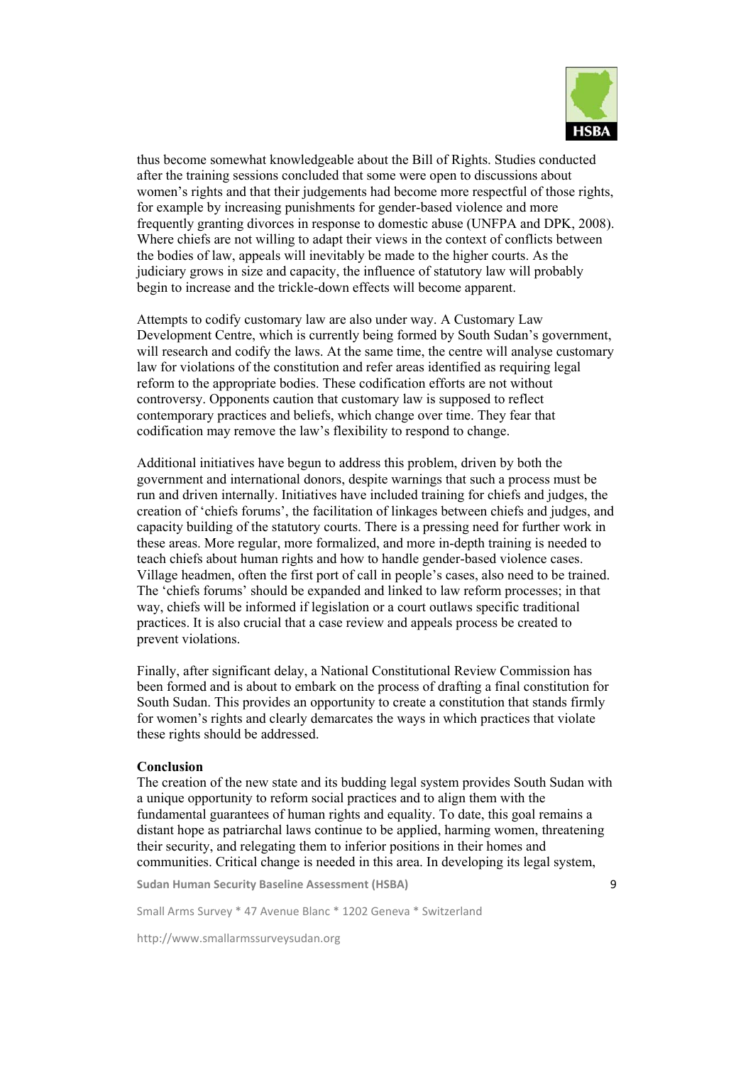thus become somewhat knowledgeable about the Bill of Rights. Studies conducted after the training sessions concluded that some were open to discussions about women's rights and that their judgements had become more respectful of those rights, for example by increasing punishments for gender-based violence and more frequently granting divorces in response to domestic abuse (UNFPA and DPK, 2008). Where chiefs are not willing to adapt their views in the context of conflicts between the bodies of law, appeals will inevitably be made to the higher courts. As the judiciary grows in size and capacity, the influence of statutory law will probably begin to increase and the trickle-down effects will become apparent.

Attempts to codify customary law are also under way. A Customary Law Development Centre, which is currently being formed by South Sudan's government, will research and codify the laws. At the same time, the centre will analyse customary law for violations of the constitution and refer areas identified as requiring legal reform to the appropriate bodies. These codification efforts are not without controversy. Opponents caution that customary law is supposed to reflect contemporary practices and beliefs, which change over time. They fear that codification may remove the law's flexibility to respond to change.

Additional initiatives have begun to address this problem, driven by both the government and international donors, despite warnings that such a process must be run and driven internally. Initiatives have included training for chiefs and judges, the creation of 'chiefs forums', the facilitation of linkages between chiefs and judges, and capacity building of the statutory courts. There is a pressing need for further work in these areas. More regular, more formalized, and more in-depth training is needed to teach chiefs about human rights and how to handle gender-based violence cases. Village headmen, often the first port of call in people's cases, also need to be trained. The 'chiefs forums' should be expanded and linked to law reform processes; in that way, chiefs will be informed if legislation or a court outlaws specific traditional practices. It is also crucial that a case review and appeals process be created to prevent violations.

Finally, after significant delay, a National Constitutional Review Commission has been formed and is about to embark on the process of drafting a final constitution for South Sudan. This provides an opportunity to create a constitution that stands firmly for women's rights and clearly demarcates the ways in which practices that violate these rights should be addressed.

**Conclusion**

The creation of the new state and its budding legal system provides South Sudan with a unique opportunity to reform social practices and to align them with the fundamental guarantees of human rights and equality. To date, this goal remains a distant hope as patriarchal laws continue to be applied, harming women, threatening their security, and relegating them to inferior positions in their homes and communities. Critical change is needed in this area. In developing its legal system,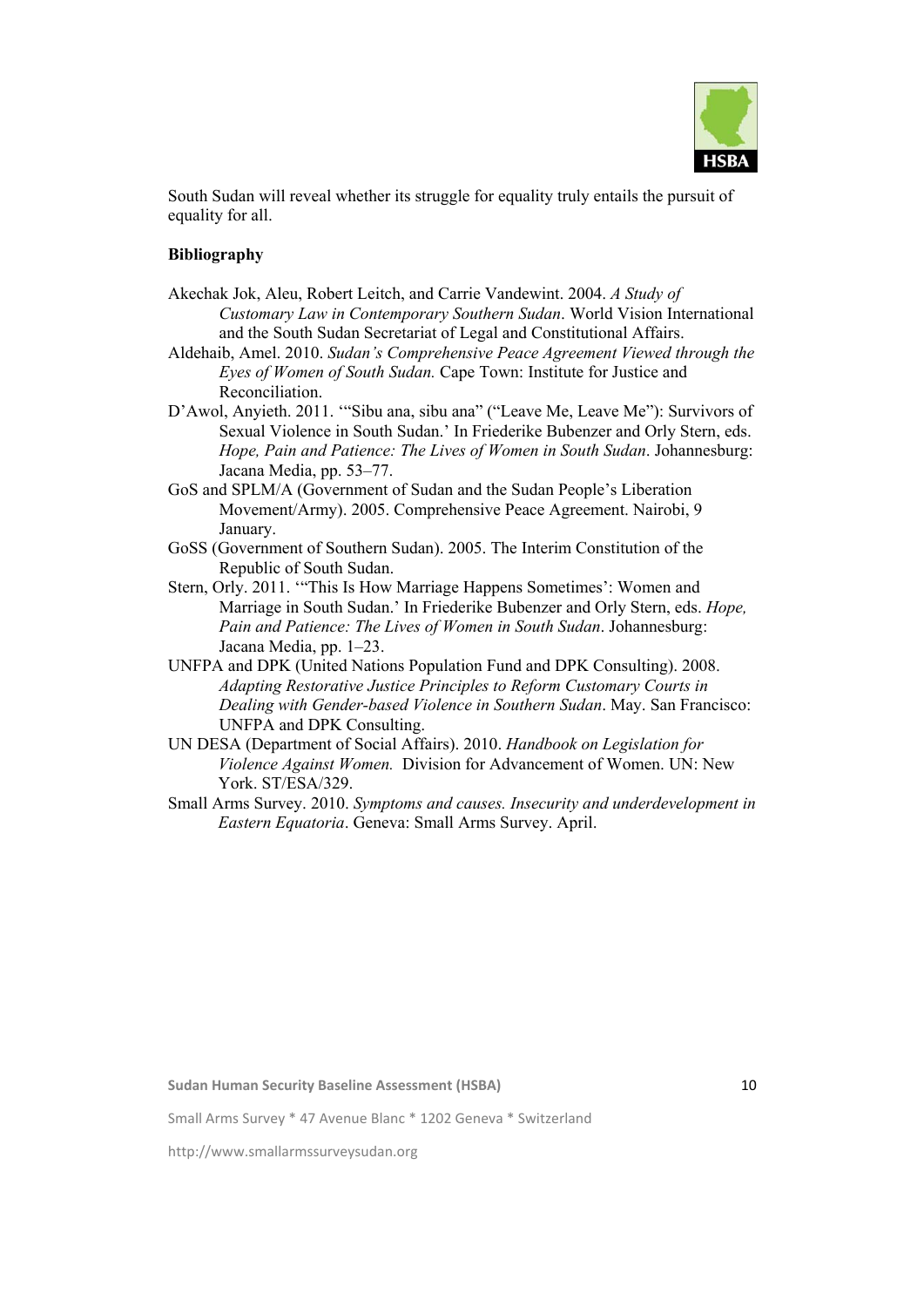South Sudan will reveal whether its struggle for equality truly entails the pursuit of equality for all.

**Bibliography**

Akechak Jok, Aleu, Robert Leitch, and Carrie Vandewint. 2004. *A Study of Customary Law in Contemporary Southern Sudan*. World Vision International and the South Sudan Secretariat of Legal and Constitutional Affairs.

Aldehaib, Amel. 2010. *Sudan's Comprehensive Peace Agreement Viewed through the Eyes of Women of South Sudan.* Cape Town: Institute for Justice and Reconciliation.

D'Awol, Anyieth. 2011. '"Sibu ana, sibu ana" ("Leave Me, Leave Me"): Survivors of Sexual Violence in South Sudan.' In Friederike Bubenzer and Orly Stern, eds. *Hope, Pain and Patience: The Lives of Women in South Sudan*. Johannesburg: Jacana Media, pp. 53–77.

GoS and SPLM/A (Government of Sudan and the Sudan People's Liberation Movement/Army). 2005. Comprehensive Peace Agreement. Nairobi, 9 January.

GoSS (Government of Southern Sudan). 2005. The Interim Constitution of the Republic of South Sudan.

Stern, Orly. 2011. '"This Is How Marriage Happens Sometimes': Women and Marriage in South Sudan.' In Friederike Bubenzer and Orly Stern, eds. *Hope, Pain and Patience: The Lives of Women in South Sudan*. Johannesburg: Jacana Media, pp. 1–23.

UNFPA and DPK (United Nations Population Fund and DPK Consulting). 2008. *Adapting Restorative Justice Principles to Reform Customary Courts in Dealing with Gender-based Violence in Southern Sudan*. May. San Francisco: UNFPA and DPK Consulting.

UN DESA (Department of Social Affairs). 2010. *Handbook on Legislation for Violence Against Women.* Division for Advancement of Women. UN: New York. ST/ESA/329.

Small Arms Survey. 2010. *Symptoms and causes. Insecurity and underdevelopment in Eastern Equatoria*. Geneva: Small Arms Survey. April.